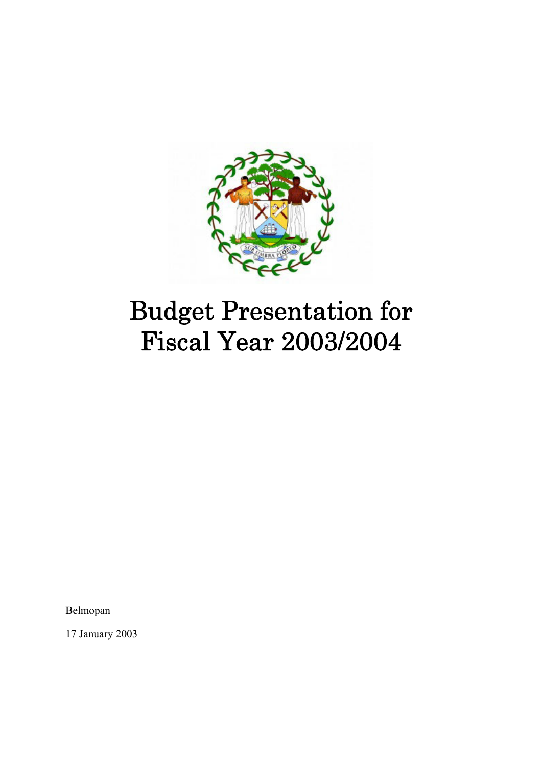# Budget Presentation for Fiscal Year 2003/2004

Belmopan

17 January 2003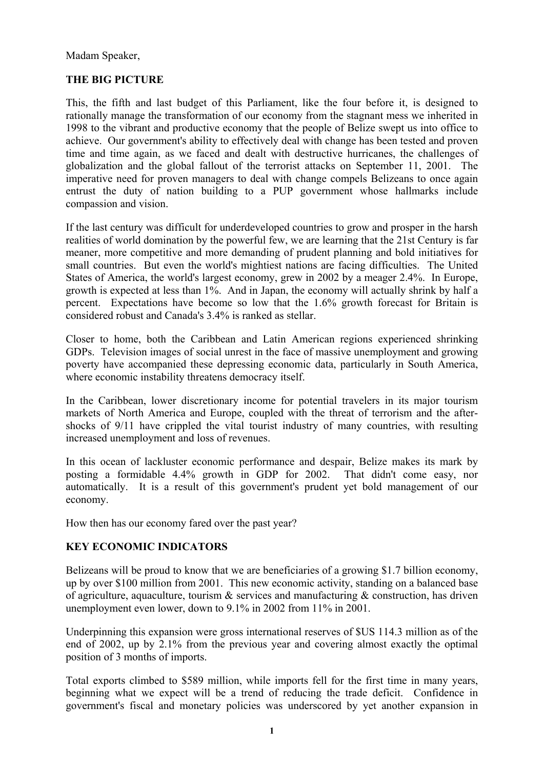Madam Speaker,

**THE BIG PICTURE**

This, the fifth and last budget of this Parliament, like the four before it, is designed to rationally manage the transformation of our economy from the stagnant mess we inherited in 1998 to the vibrant and productive economy that the people of Belize swept us into office to achieve. Our government's ability to effectively deal with change has been tested and proven time and time again, as we faced and dealt with destructive hurricanes, the challenges of globalization and the global fallout of the terrorist attacks on September 11, 2001. The imperative need for proven managers to deal with change compels Belizeans to once again entrust the duty of nation building to a PUP government whose hallmarks include compassion and vision.

If the last century was difficult for underdeveloped countries to grow and prosper in the harsh realities of world domination by the powerful few, we are learning that the 21st Century is far meaner, more competitive and more demanding of prudent planning and bold initiatives for small countries. But even the world's mightiest nations are facing difficulties. The United States of America, the world's largest economy, grew in 2002 by a meager 2.4%. In Europe, growth is expected at less than 1%. And in Japan, the economy will actually shrink by half a percent. Expectations have become so low that the 1.6% growth forecast for Britain is considered robust and Canada's 3.4% is ranked as stellar.

Closer to home, both the Caribbean and Latin American regions experienced shrinking GDPs. Television images of social unrest in the face of massive unemployment and growing poverty have accompanied these depressing economic data, particularly in South America, where economic instability threatens democracy itself.

In the Caribbean, lower discretionary income for potential travelers in its major tourism markets of North America and Europe, coupled with the threat of terrorism and the after-shocks of 9/11 have crippled the vital tourist industry of many countries, with resulting increased unemployment and loss of revenues.

In this ocean of lackluster economic performance and despair, Belize makes its mark by posting a formidable 4.4% growth in GDP for 2002. That didn't come easy, nor automatically. It is a result of this government's prudent yet bold management of our economy.

How then has our economy fared over the past year?

**KEY ECONOMIC INDICATORS**

Belizeans will be proud to know that we are beneficiaries of a growing $1.7 billion economy, up by over $100 million from 2001. This new economic activity, standing on a balanced base of agriculture, aquaculture, tourism & services and manufacturing & construction, has driven unemployment even lower, down to 9.1% in 2002 from 11% in 2001.

Underpinning this expansion were gross international reserves of $US 114.3 million as of the end of 2002, up by 2.1% from the previous year and covering almost exactly the optimal position of 3 months of imports.

Total exports climbed to $589 million, while imports fell for the first time in many years, beginning what we expect will be a trend of reducing the trade deficit. Confidence in government's fiscal and monetary policies was underscored by yet another expansion in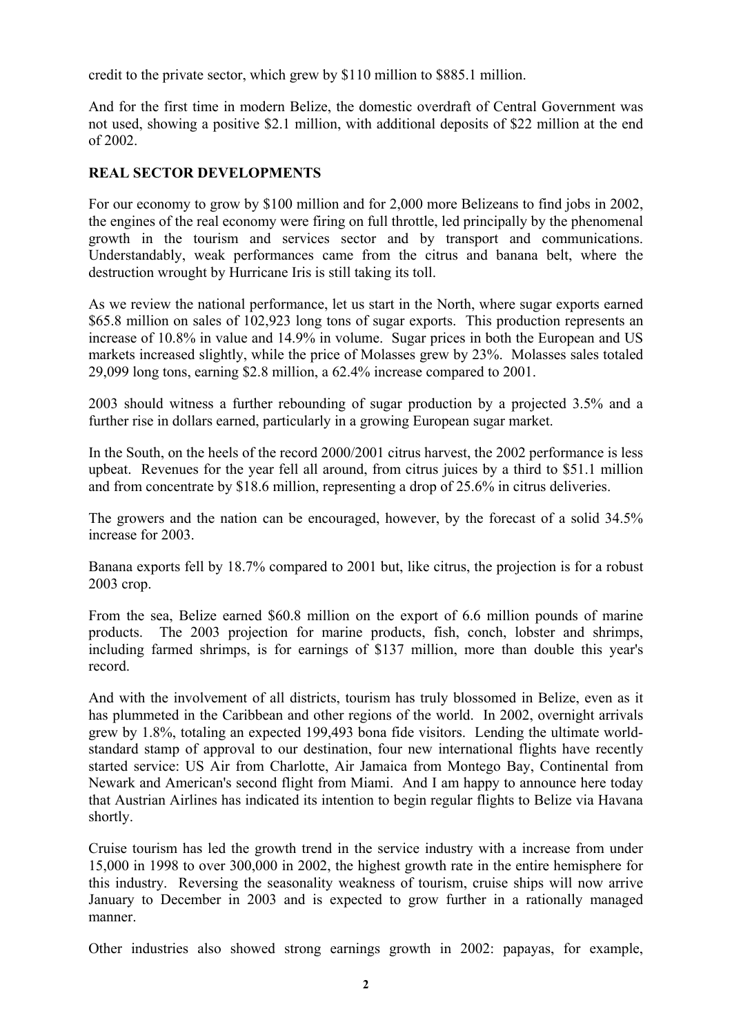credit to the private sector, which grew by $110 million to $885.1 million.

And for the first time in modern Belize, the domestic overdraft of Central Government was not used, showing a positive $2.1 million, with additional deposits of $22 million at the end of 2002.

## REAL SECTOR DEVELOPMENTS

For our economy to grow by $100 million and for 2,000 more Belizeans to find jobs in 2002, the engines of the real economy were firing on full throttle, led principally by the phenomenal growth in the tourism and services sector and by transport and communications. Understandably, weak performances came from the citrus and banana belt, where the destruction wrought by Hurricane Iris is still taking its toll.

As we review the national performance, let us start in the North, where sugar exports earned $65.8 million on sales of 102,923 long tons of sugar exports. This production represents an increase of 10.8% in value and 14.9% in volume. Sugar prices in both the European and US markets increased slightly, while the price of Molasses grew by 23%. Molasses sales totaled 29,099 long tons, earning $2.8 million, a 62.4% increase compared to 2001.

2003 should witness a further rebounding of sugar production by a projected 3.5% and a further rise in dollars earned, particularly in a growing European sugar market.

In the South, on the heels of the record 2000/2001 citrus harvest, the 2002 performance is less upbeat. Revenues for the year fell all around, from citrus juices by a third to $51.1 million and from concentrate by $18.6 million, representing a drop of 25.6% in citrus deliveries.

The growers and the nation can be encouraged, however, by the forecast of a solid 34.5% increase for 2003.

Banana exports fell by 18.7% compared to 2001 but, like citrus, the projection is for a robust 2003 crop.

From the sea, Belize earned $60.8 million on the export of 6.6 million pounds of marine products. The 2003 projection for marine products, fish, conch, lobster and shrimps, including farmed shrimps, is for earnings of $137 million, more than double this year's record.

And with the involvement of all districts, tourism has truly blossomed in Belize, even as it has plummeted in the Caribbean and other regions of the world. In 2002, overnight arrivals grew by 1.8%, totaling an expected 199,493 bona fide visitors. Lending the ultimate world-standard stamp of approval to our destination, four new international flights have recently started service: US Air from Charlotte, Air Jamaica from Montego Bay, Continental from Newark and American's second flight from Miami. And I am happy to announce here today that Austrian Airlines has indicated its intention to begin regular flights to Belize via Havana shortly.

Cruise tourism has led the growth trend in the service industry with a increase from under 15,000 in 1998 to over 300,000 in 2002, the highest growth rate in the entire hemisphere for this industry. Reversing the seasonality weakness of tourism, cruise ships will now arrive January to December in 2003 and is expected to grow further in a rationally managed manner.

Other industries also showed strong earnings growth in 2002: papayas, for example,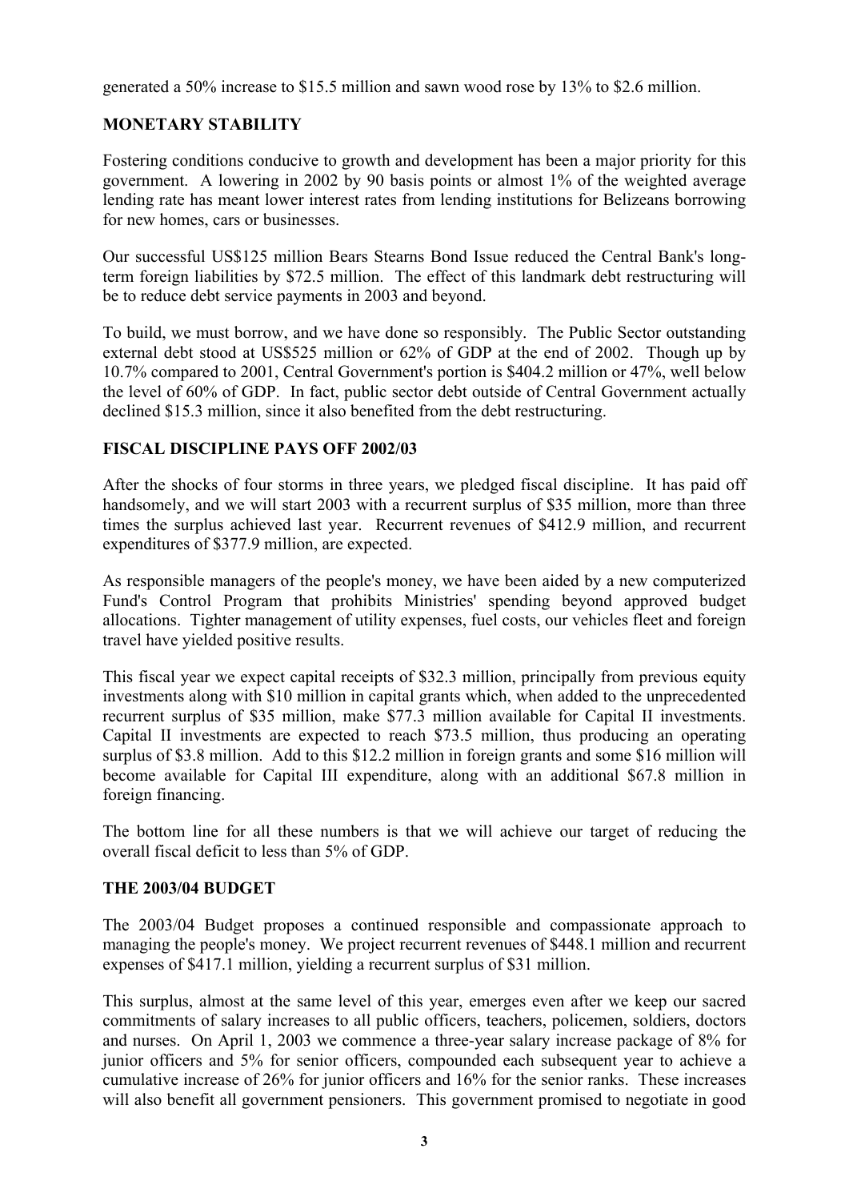generated a 50% increase to $15.5 million and sawn wood rose by 13% to $2.6 million.

## MONETARY STABILITY

Fostering conditions conducive to growth and development has been a major priority for this government. A lowering in 2002 by 90 basis points or almost 1% of the weighted average lending rate has meant lower interest rates from lending institutions for Belizeans borrowing for new homes, cars or businesses.

Our successful US$125 million Bears Stearns Bond Issue reduced the Central Bank's long-term foreign liabilities by $72.5 million. The effect of this landmark debt restructuring will be to reduce debt service payments in 2003 and beyond.

To build, we must borrow, and we have done so responsibly. The Public Sector outstanding external debt stood at US$525 million or 62% of GDP at the end of 2002. Though up by 10.7% compared to 2001, Central Government's portion is $404.2 million or 47%, well below the level of 60% of GDP. In fact, public sector debt outside of Central Government actually declined $15.3 million, since it also benefited from the debt restructuring.

## FISCAL DISCIPLINE PAYS OFF 2002/03

After the shocks of four storms in three years, we pledged fiscal discipline. It has paid off handsomely, and we will start 2003 with a recurrent surplus of $35 million, more than three times the surplus achieved last year. Recurrent revenues of $412.9 million, and recurrent expenditures of $377.9 million, are expected.

As responsible managers of the people's money, we have been aided by a new computerized Fund's Control Program that prohibits Ministries' spending beyond approved budget allocations. Tighter management of utility expenses, fuel costs, our vehicles fleet and foreign travel have yielded positive results.

This fiscal year we expect capital receipts of $32.3 million, principally from previous equity investments along with $10 million in capital grants which, when added to the unprecedented recurrent surplus of $35 million, make $77.3 million available for Capital II investments. Capital II investments are expected to reach $73.5 million, thus producing an operating surplus of $3.8 million. Add to this $12.2 million in foreign grants and some $16 million will become available for Capital III expenditure, along with an additional $67.8 million in foreign financing.

The bottom line for all these numbers is that we will achieve our target of reducing the overall fiscal deficit to less than 5% of GDP.

## THE 2003/04 BUDGET

The 2003/04 Budget proposes a continued responsible and compassionate approach to managing the people's money. We project recurrent revenues of $448.1 million and recurrent expenses of $417.1 million, yielding a recurrent surplus of $31 million.

This surplus, almost at the same level of this year, emerges even after we keep our sacred commitments of salary increases to all public officers, teachers, policemen, soldiers, doctors and nurses. On April 1, 2003 we commence a three-year salary increase package of 8% for junior officers and 5% for senior officers, compounded each subsequent year to achieve a cumulative increase of 26% for junior officers and 16% for the senior ranks. These increases will also benefit all government pensioners. This government promised to negotiate in good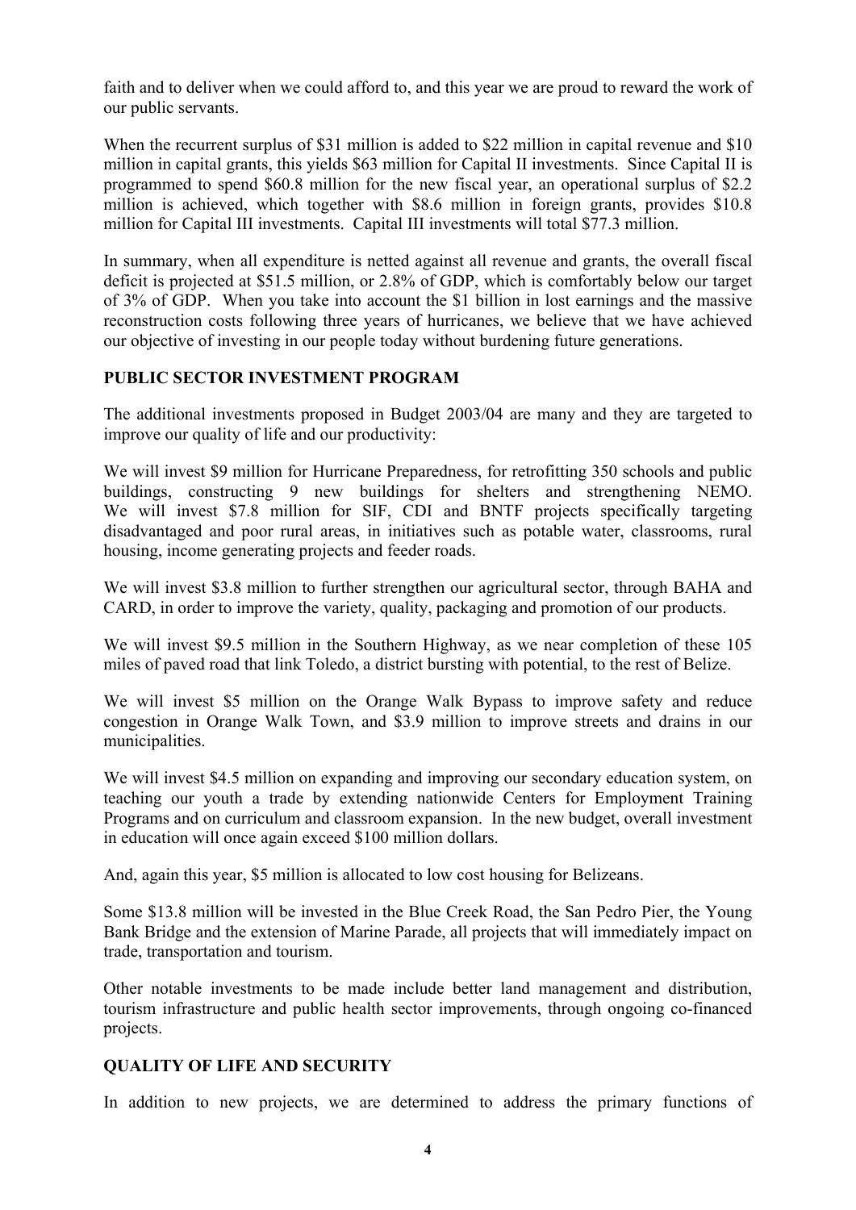faith and to deliver when we could afford to, and this year we are proud to reward the work of our public servants.

When the recurrent surplus of $31 million is added to $22 million in capital revenue and $10 million in capital grants, this yields $63 million for Capital II investments. Since Capital II is programmed to spend $60.8 million for the new fiscal year, an operational surplus of $2.2 million is achieved, which together with $8.6 million in foreign grants, provides $10.8 million for Capital III investments. Capital III investments will total $77.3 million.

In summary, when all expenditure is netted against all revenue and grants, the overall fiscal deficit is projected at $51.5 million, or 2.8% of GDP, which is comfortably below our target of 3% of GDP. When you take into account the $1 billion in lost earnings and the massive reconstruction costs following three years of hurricanes, we believe that we have achieved our objective of investing in our people today without burdening future generations.

**PUBLIC SECTOR INVESTMENT PROGRAM**

The additional investments proposed in Budget 2003/04 are many and they are targeted to improve our quality of life and our productivity:

We will invest $9 million for Hurricane Preparedness, for retrofitting 350 schools and public buildings, constructing 9 new buildings for shelters and strengthening NEMO. We will invest $7.8 million for SIF, CDI and BNTF projects specifically targeting disadvantaged and poor rural areas, in initiatives such as potable water, classrooms, rural housing, income generating projects and feeder roads.

We will invest $3.8 million to further strengthen our agricultural sector, through BAHA and CARD, in order to improve the variety, quality, packaging and promotion of our products.

We will invest $9.5 million in the Southern Highway, as we near completion of these 105 miles of paved road that link Toledo, a district bursting with potential, to the rest of Belize.

We will invest $5 million on the Orange Walk Bypass to improve safety and reduce congestion in Orange Walk Town, and $3.9 million to improve streets and drains in our municipalities.

We will invest $4.5 million on expanding and improving our secondary education system, on teaching our youth a trade by extending nationwide Centers for Employment Training Programs and on curriculum and classroom expansion. In the new budget, overall investment in education will once again exceed $100 million dollars.

And, again this year, $5 million is allocated to low cost housing for Belizeans.

Some $13.8 million will be invested in the Blue Creek Road, the San Pedro Pier, the Young Bank Bridge and the extension of Marine Parade, all projects that will immediately impact on trade, transportation and tourism.

Other notable investments to be made include better land management and distribution, tourism infrastructure and public health sector improvements, through ongoing co-financed projects.

**QUALITY OF LIFE AND SECURITY**

In addition to new projects, we are determined to address the primary functions of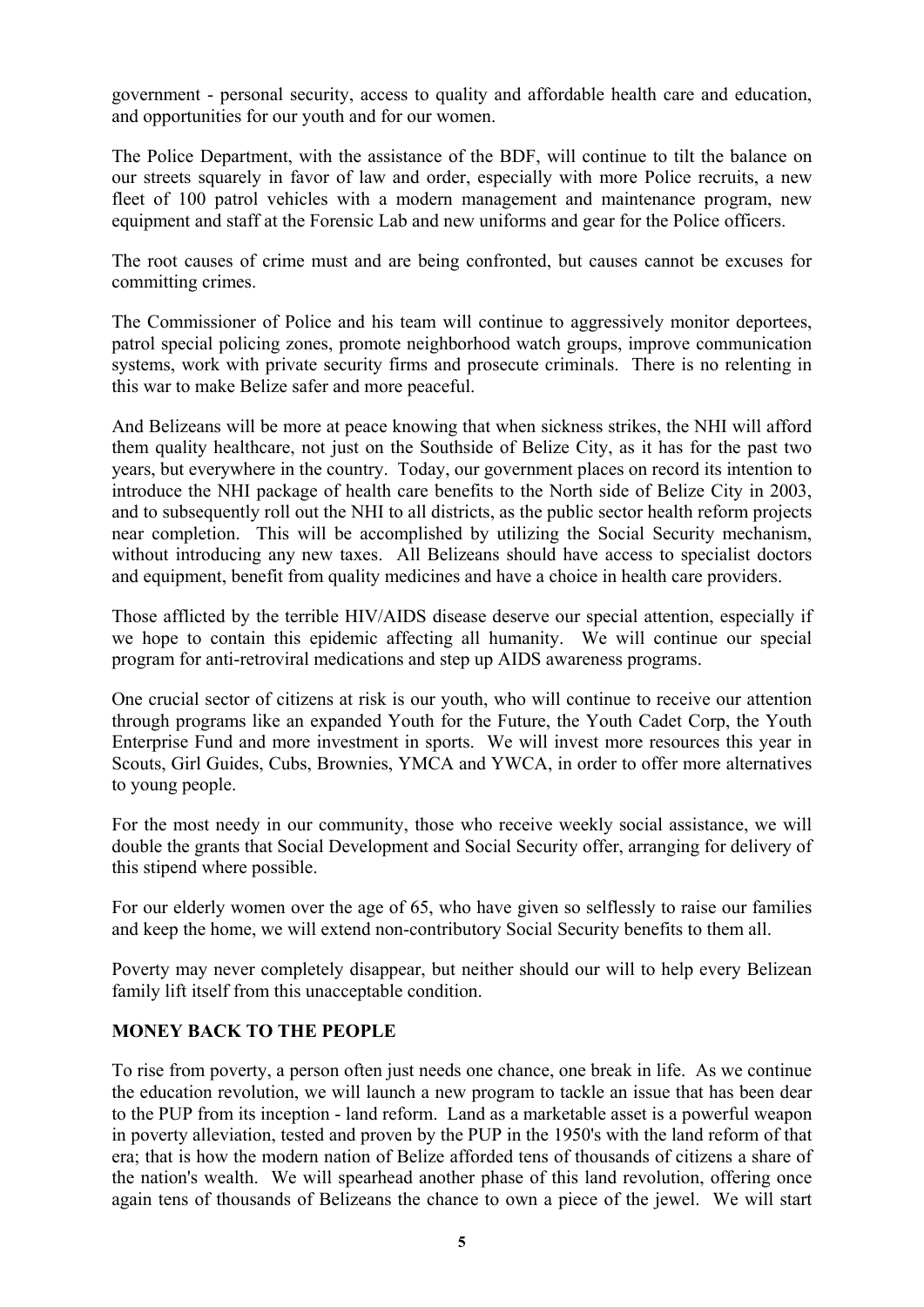government - personal security, access to quality and affordable health care and education, and opportunities for our youth and for our women.

The Police Department, with the assistance of the BDF, will continue to tilt the balance on our streets squarely in favor of law and order, especially with more Police recruits, a new fleet of 100 patrol vehicles with a modern management and maintenance program, new equipment and staff at the Forensic Lab and new uniforms and gear for the Police officers.

The root causes of crime must and are being confronted, but causes cannot be excuses for committing crimes.

The Commissioner of Police and his team will continue to aggressively monitor deportees, patrol special policing zones, promote neighborhood watch groups, improve communication systems, work with private security firms and prosecute criminals. There is no relenting in this war to make Belize safer and more peaceful.

And Belizeans will be more at peace knowing that when sickness strikes, the NHI will afford them quality healthcare, not just on the Southside of Belize City, as it has for the past two years, but everywhere in the country. Today, our government places on record its intention to introduce the NHI package of health care benefits to the North side of Belize City in 2003, and to subsequently roll out the NHI to all districts, as the public sector health reform projects near completion. This will be accomplished by utilizing the Social Security mechanism, without introducing any new taxes. All Belizeans should have access to specialist doctors and equipment, benefit from quality medicines and have a choice in health care providers.

Those afflicted by the terrible HIV/AIDS disease deserve our special attention, especially if we hope to contain this epidemic affecting all humanity. We will continue our special program for anti-retroviral medications and step up AIDS awareness programs.

One crucial sector of citizens at risk is our youth, who will continue to receive our attention through programs like an expanded Youth for the Future, the Youth Cadet Corp, the Youth Enterprise Fund and more investment in sports. We will invest more resources this year in Scouts, Girl Guides, Cubs, Brownies, YMCA and YWCA, in order to offer more alternatives to young people.

For the most needy in our community, those who receive weekly social assistance, we will double the grants that Social Development and Social Security offer, arranging for delivery of this stipend where possible.

For our elderly women over the age of 65, who have given so selflessly to raise our families and keep the home, we will extend non-contributory Social Security benefits to them all.

Poverty may never completely disappear, but neither should our will to help every Belizean family lift itself from this unacceptable condition.

**MONEY BACK TO THE PEOPLE**

To rise from poverty, a person often just needs one chance, one break in life. As we continue the education revolution, we will launch a new program to tackle an issue that has been dear to the PUP from its inception - land reform. Land as a marketable asset is a powerful weapon in poverty alleviation, tested and proven by the PUP in the 1950's with the land reform of that era; that is how the modern nation of Belize afforded tens of thousands of citizens a share of the nation's wealth. We will spearhead another phase of this land revolution, offering once again tens of thousands of Belizeans the chance to own a piece of the jewel. We will start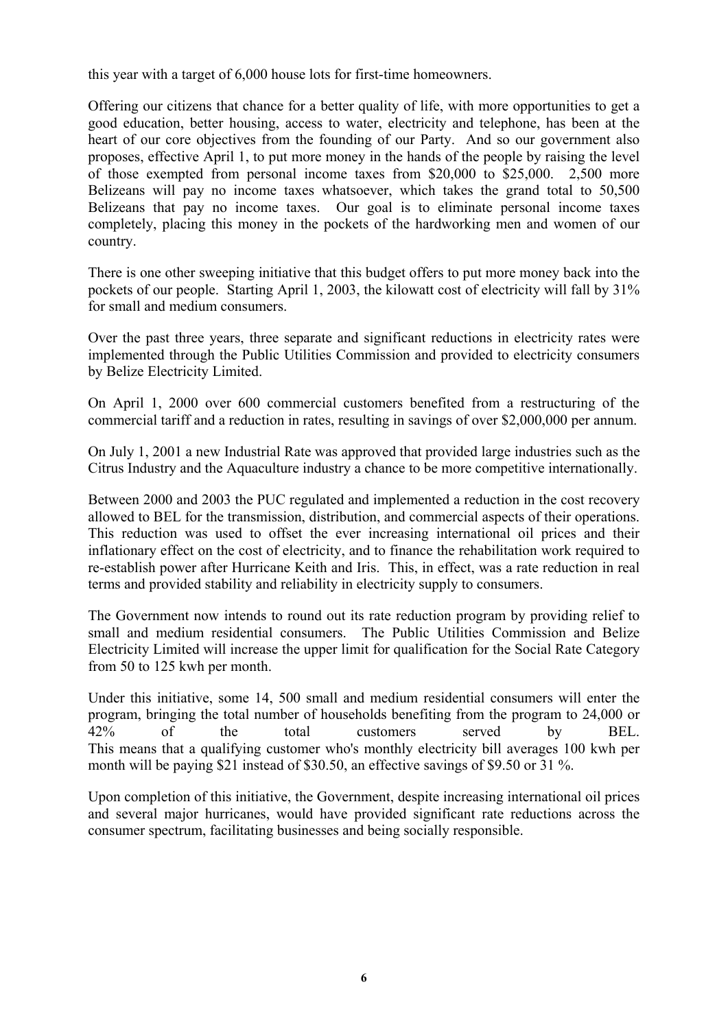this year with a target of 6,000 house lots for first-time homeowners.

Offering our citizens that chance for a better quality of life, with more opportunities to get a good education, better housing, access to water, electricity and telephone, has been at the heart of our core objectives from the founding of our Party. And so our government also proposes, effective April 1, to put more money in the hands of the people by raising the level of those exempted from personal income taxes from $20,000 to $25,000. 2,500 more Belizeans will pay no income taxes whatsoever, which takes the grand total to 50,500 Belizeans that pay no income taxes. Our goal is to eliminate personal income taxes completely, placing this money in the pockets of the hardworking men and women of our country.

There is one other sweeping initiative that this budget offers to put more money back into the pockets of our people. Starting April 1, 2003, the kilowatt cost of electricity will fall by 31% for small and medium consumers.

Over the past three years, three separate and significant reductions in electricity rates were implemented through the Public Utilities Commission and provided to electricity consumers by Belize Electricity Limited.

On April 1, 2000 over 600 commercial customers benefited from a restructuring of the commercial tariff and a reduction in rates, resulting in savings of over $2,000,000 per annum.

On July 1, 2001 a new Industrial Rate was approved that provided large industries such as the Citrus Industry and the Aquaculture industry a chance to be more competitive internationally.

Between 2000 and 2003 the PUC regulated and implemented a reduction in the cost recovery allowed to BEL for the transmission, distribution, and commercial aspects of their operations. This reduction was used to offset the ever increasing international oil prices and their inflationary effect on the cost of electricity, and to finance the rehabilitation work required to re-establish power after Hurricane Keith and Iris. This, in effect, was a rate reduction in real terms and provided stability and reliability in electricity supply to consumers.

The Government now intends to round out its rate reduction program by providing relief to small and medium residential consumers. The Public Utilities Commission and Belize Electricity Limited will increase the upper limit for qualification for the Social Rate Category from 50 to 125 kwh per month.

Under this initiative, some 14, 500 small and medium residential consumers will enter the program, bringing the total number of households benefiting from the program to 24,000 or 42% of the total customers served by BEL. This means that a qualifying customer who's monthly electricity bill averages 100 kwh per month will be paying $21 instead of $30.50, an effective savings of $9.50 or 31 %.

Upon completion of this initiative, the Government, despite increasing international oil prices and several major hurricanes, would have provided significant rate reductions across the consumer spectrum, facilitating businesses and being socially responsible.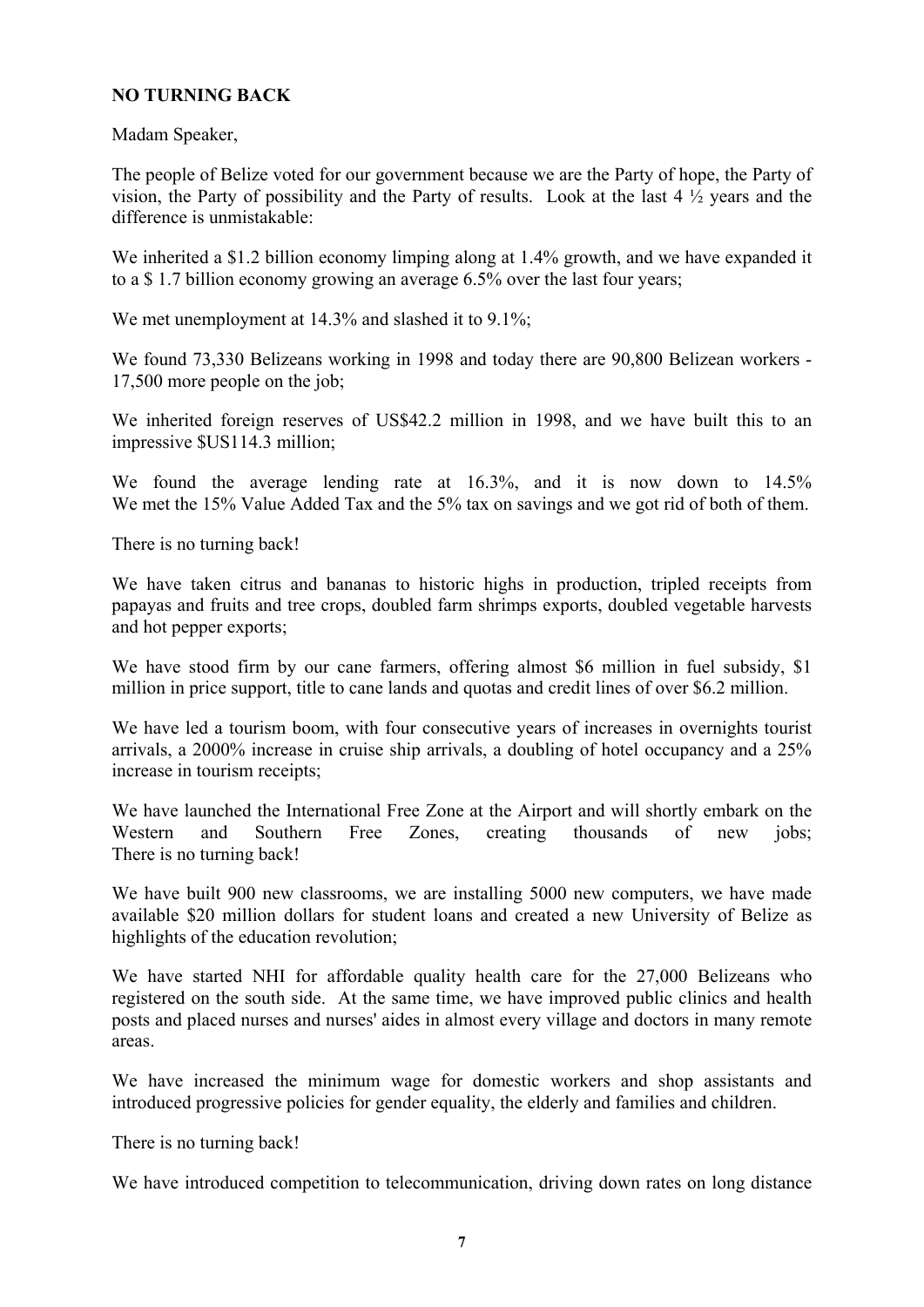**NO TURNING BACK**

Madam Speaker,

The people of Belize voted for our government because we are the Party of hope, the Party of vision, the Party of possibility and the Party of results. Look at the last 4 ½ years and the difference is unmistakable:

We inherited a $1.2 billion economy limping along at 1.4% growth, and we have expanded it to a $ 1.7 billion economy growing an average 6.5% over the last four years;

We met unemployment at 14.3% and slashed it to 9.1%;

We found 73,330 Belizeans working in 1998 and today there are 90,800 Belizean workers - 17,500 more people on the job;

We inherited foreign reserves of US$42.2 million in 1998, and we have built this to an impressive $US114.3 million;

We found the average lending rate at 16.3%, and it is now down to 14.5%
We met the 15% Value Added Tax and the 5% tax on savings and we got rid of both of them.

There is no turning back!

We have taken citrus and bananas to historic highs in production, tripled receipts from papayas and fruits and tree crops, doubled farm shrimps exports, doubled vegetable harvests and hot pepper exports;

We have stood firm by our cane farmers, offering almost $6 million in fuel subsidy, $1 million in price support, title to cane lands and quotas and credit lines of over $6.2 million.

We have led a tourism boom, with four consecutive years of increases in overnights tourist arrivals, a 2000% increase in cruise ship arrivals, a doubling of hotel occupancy and a 25% increase in tourism receipts;

We have launched the International Free Zone at the Airport and will shortly embark on the Western and Southern Free Zones, creating thousands of new jobs;
There is no turning back!

We have built 900 new classrooms, we are installing 5000 new computers, we have made available $20 million dollars for student loans and created a new University of Belize as highlights of the education revolution;

We have started NHI for affordable quality health care for the 27,000 Belizeans who registered on the south side. At the same time, we have improved public clinics and health posts and placed nurses and nurses' aides in almost every village and doctors in many remote areas.

We have increased the minimum wage for domestic workers and shop assistants and introduced progressive policies for gender equality, the elderly and families and children.

There is no turning back!

We have introduced competition to telecommunication, driving down rates on long distance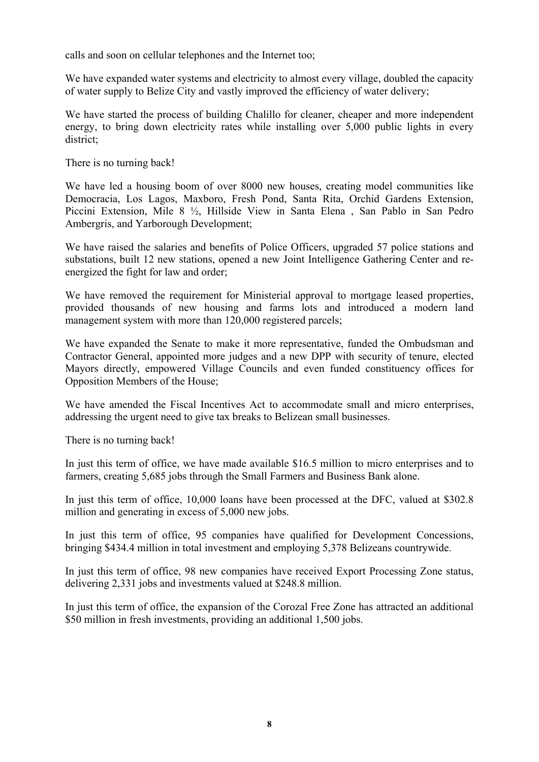calls and soon on cellular telephones and the Internet too;

We have expanded water systems and electricity to almost every village, doubled the capacity of water supply to Belize City and vastly improved the efficiency of water delivery;

We have started the process of building Chalillo for cleaner, cheaper and more independent energy, to bring down electricity rates while installing over 5,000 public lights in every district;

There is no turning back!

We have led a housing boom of over 8000 new houses, creating model communities like Democracia, Los Lagos, Maxboro, Fresh Pond, Santa Rita, Orchid Gardens Extension, Piccini Extension, Mile 8 ½, Hillside View in Santa Elena , San Pablo in San Pedro Ambergris, and Yarborough Development;

We have raised the salaries and benefits of Police Officers, upgraded 57 police stations and substations, built 12 new stations, opened a new Joint Intelligence Gathering Center and re-energized the fight for law and order;

We have removed the requirement for Ministerial approval to mortgage leased properties, provided thousands of new housing and farms lots and introduced a modern land management system with more than 120,000 registered parcels;

We have expanded the Senate to make it more representative, funded the Ombudsman and Contractor General, appointed more judges and a new DPP with security of tenure, elected Mayors directly, empowered Village Councils and even funded constituency offices for Opposition Members of the House;

We have amended the Fiscal Incentives Act to accommodate small and micro enterprises, addressing the urgent need to give tax breaks to Belizean small businesses.

There is no turning back!

In just this term of office, we have made available $16.5 million to micro enterprises and to farmers, creating 5,685 jobs through the Small Farmers and Business Bank alone.

In just this term of office, 10,000 loans have been processed at the DFC, valued at $302.8 million and generating in excess of 5,000 new jobs.

In just this term of office, 95 companies have qualified for Development Concessions, bringing $434.4 million in total investment and employing 5,378 Belizeans countrywide.

In just this term of office, 98 new companies have received Export Processing Zone status, delivering 2,331 jobs and investments valued at $248.8 million.

In just this term of office, the expansion of the Corozal Free Zone has attracted an additional $50 million in fresh investments, providing an additional 1,500 jobs.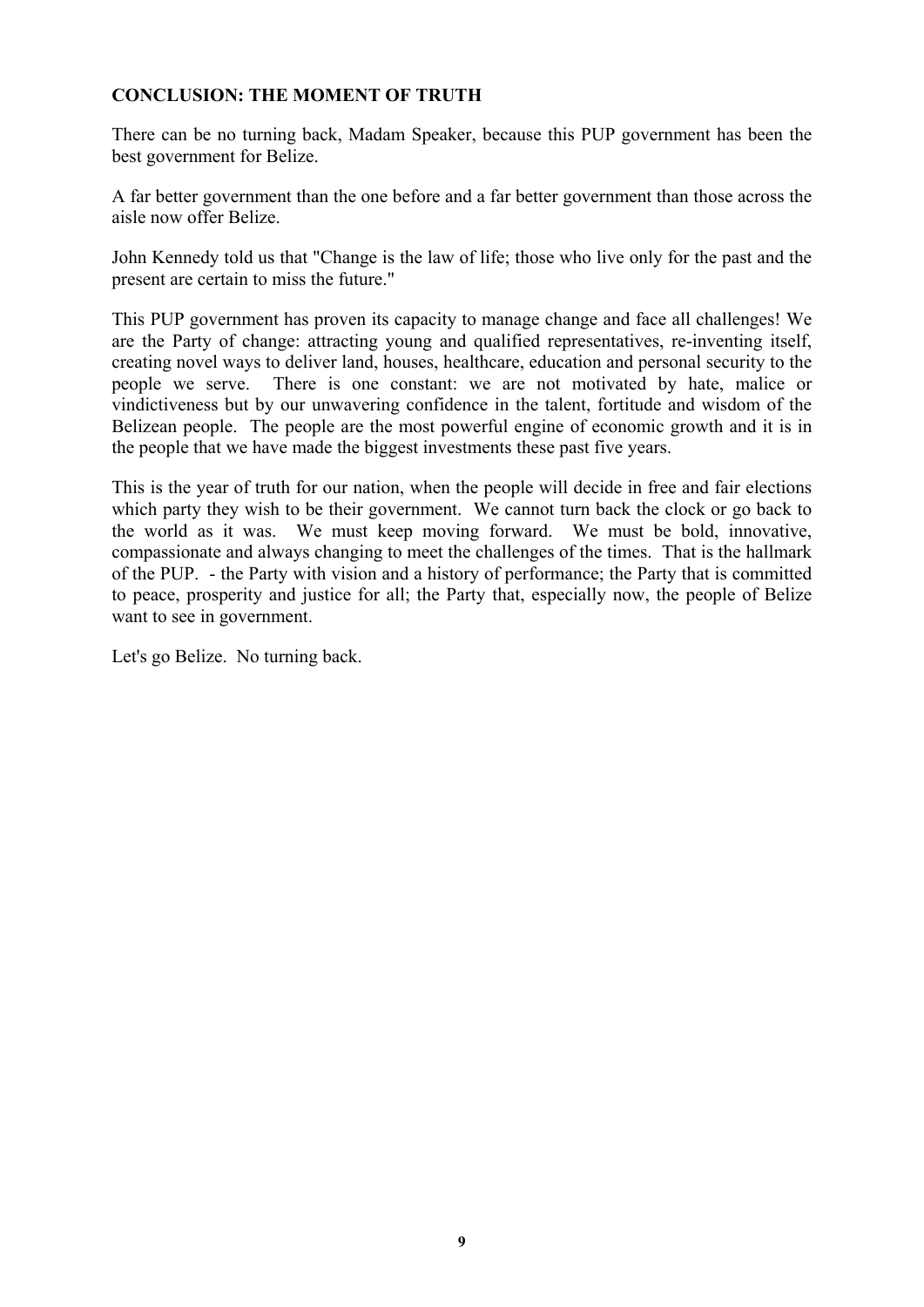## CONCLUSION: THE MOMENT OF TRUTH

There can be no turning back, Madam Speaker, because this PUP government has been the best government for Belize.

A far better government than the one before and a far better government than those across the aisle now offer Belize.

John Kennedy told us that "Change is the law of life; those who live only for the past and the present are certain to miss the future."

This PUP government has proven its capacity to manage change and face all challenges! We are the Party of change: attracting young and qualified representatives, re-inventing itself, creating novel ways to deliver land, houses, healthcare, education and personal security to the people we serve. There is one constant: we are not motivated by hate, malice or vindictiveness but by our unwavering confidence in the talent, fortitude and wisdom of the Belizean people. The people are the most powerful engine of economic growth and it is in the people that we have made the biggest investments these past five years.

This is the year of truth for our nation, when the people will decide in free and fair elections which party they wish to be their government. We cannot turn back the clock or go back to the world as it was. We must keep moving forward. We must be bold, innovative, compassionate and always changing to meet the challenges of the times. That is the hallmark of the PUP. - the Party with vision and a history of performance; the Party that is committed to peace, prosperity and justice for all; the Party that, especially now, the people of Belize want to see in government.

Let's go Belize. No turning back.